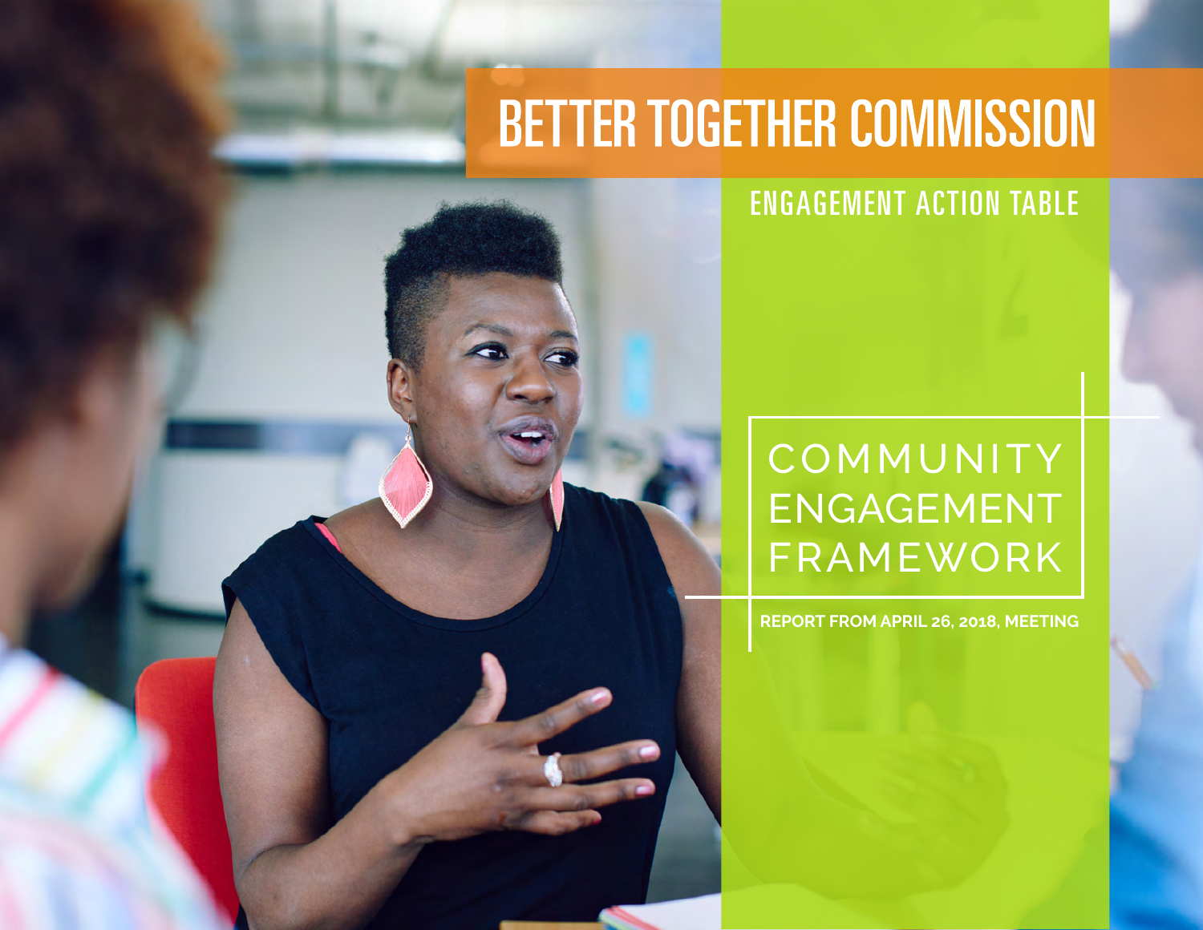# BETTER TOGETHER COMMISSION

## ENGAGEMENT ACTION TABLE

# COMMUNITY ENGAGEMENT FRAMEWORK

**REPORT FROM APRIL 26, 2018, MEETING**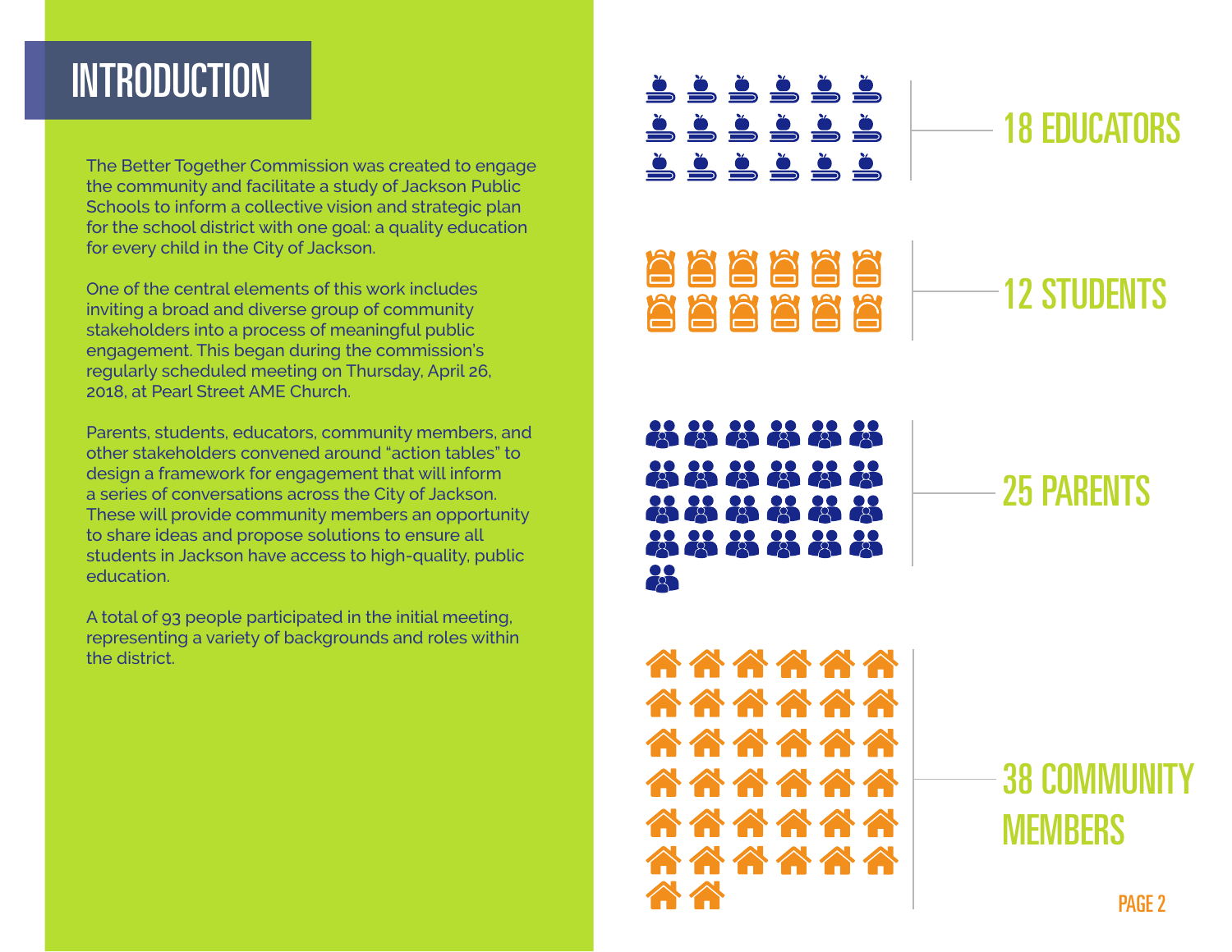# INTRODUCTION

The Better Together Commission was created to engage the community and facilitate a study of Jackson Public Schools to inform a collective vision and strategic plan for the school district with one goal: a quality education for every child in the City of Jackson.

One of the central elements of this work includes inviting a broad and diverse group of community stakeholders into a process of meaningful public engagement. This began during the commission's regularly scheduled meeting on Thursday, April 26, 2018, at Pearl Street AME Church.

Parents, students, educators, community members, and other stakeholders convened around "action tables" to design a framework for engagement that will inform a series of conversations across the City of Jackson. These will provide community members an opportunity to share ideas and propose solutions to ensure all students in Jackson have access to high-quality, public education.

A total of 93 people participated in the initial meeting, representing a variety of backgrounds and roles within the district.

## 18 EDUCATORS

## 12 STUDENTS

## 25 PARENTS

## 38 COMMUNITY MEMBERS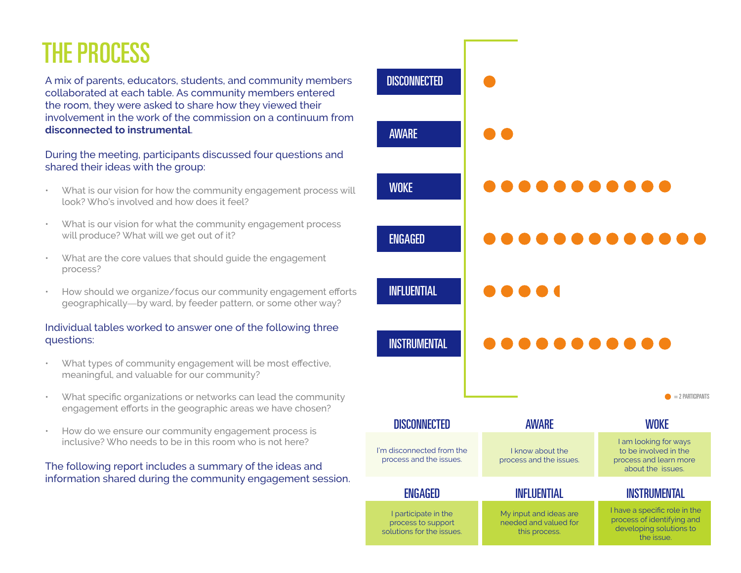# THE PROCESS

A mix of parents, educators, students, and community members collaborated at each table. As community members entered the room, they were asked to share how they viewed their involvement in the work of the commission on a continuum from **disconnected to instrumental**.

During the meeting, participants discussed four questions and shared their ideas with the group:

- What is our vision for how the community engagement process will look? Who's involved and how does it feel?
- What is our vision for what the community engagement process will produce? What will we get out of it?
- What are the core values that should guide the engagement process?
- How should we organize/focus our community engagement efforts geographically—by ward, by feeder pattern, or some other way?

Individual tables worked to answer one of the following three questions:

- What types of community engagement will be most effective, meaningful, and valuable for our community?
- What specific organizations or networks can lead the community engagement efforts in the geographic areas we have chosen?
- How do we ensure our community engagement process is inclusive? Who needs to be in this room who is not here?

The following report includes a summary of the ideas and information shared during the community engagement session.

| Level | Dots (● = 2 participants) |
|---|---|
| DISCONNECTED | 1 |
| AWARE | 2 |
| WOKE | 11 |
| ENGAGED | 13 |
| INFLUENTIAL | 4.5 |
| INSTRUMENTAL | 11 |

● = 2 PARTICIPANTS

| Level | Description |
|---|---|
| DISCONNECTED | I'm disconnected from the process and the issues. |
| AWARE | I know about the process and the issues. |
| WOKE | I am looking for ways to be involved in the process and learn more about the issues. |
| ENGAGED | I participate in the process to support solutions for the issues. |
| INFLUENTIAL | My input and ideas are needed and valued for this process. |
| INSTRUMENTAL | I have a specific role in the process of identifying and developing solutions to the issue. |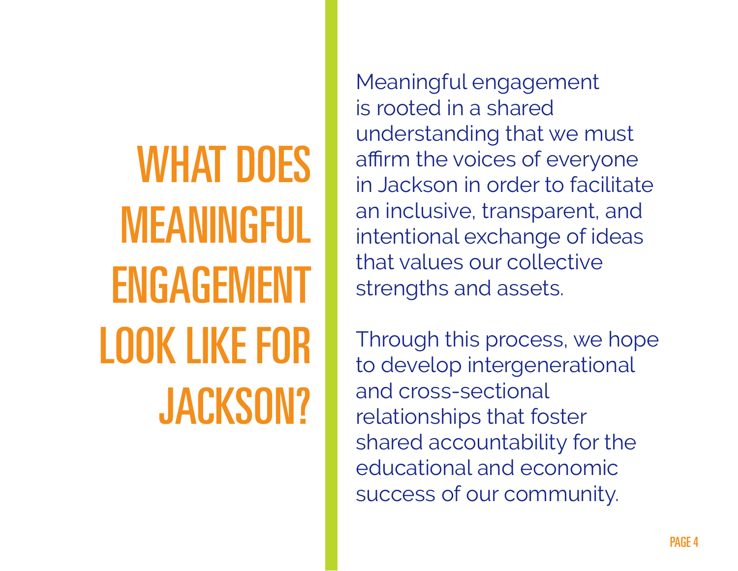# WHAT DOES MEANINGFUL ENGAGEMENT LOOK LIKE FOR JACKSON?

Meaningful engagement is rooted in a shared understanding that we must affirm the voices of everyone in Jackson in order to facilitate an inclusive, transparent, and intentional exchange of ideas that values our collective strengths and assets.

Through this process, we hope to develop intergenerational and cross-sectional relationships that foster shared accountability for the educational and economic success of our community.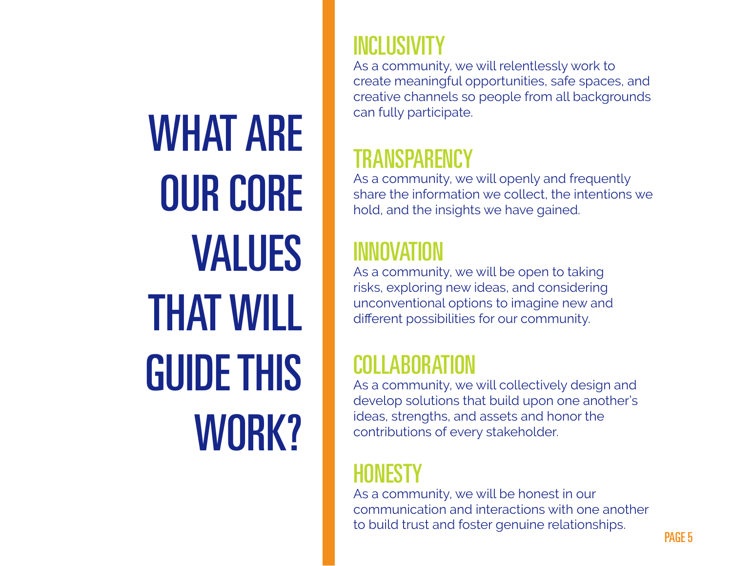# WHAT ARE OUR CORE VALUES THAT WILL GUIDE THIS WORK?

## INCLUSIVITY

As a community, we will relentlessly work to create meaningful opportunities, safe spaces, and creative channels so people from all backgrounds can fully participate.

## TRANSPARENCY

As a community, we will openly and frequently share the information we collect, the intentions we hold, and the insights we have gained.

## INNOVATION

As a community, we will be open to taking risks, exploring new ideas, and considering unconventional options to imagine new and different possibilities for our community.

## COLLABORATION

As a community, we will collectively design and develop solutions that build upon one another's ideas, strengths, and assets and honor the contributions of every stakeholder.

## HONESTY

As a community, we will be honest in our communication and interactions with one another to build trust and foster genuine relationships.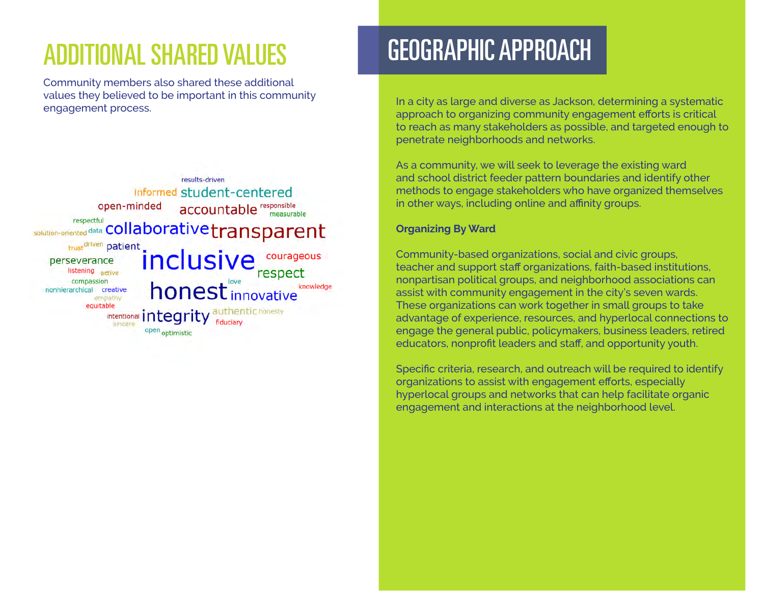# ADDITIONAL SHARED VALUES

Community members also shared these additional values they believed to be important in this community engagement process.

results-driven
informed student-centered
open-minded accountable responsible measurable
respectful
solution-oriented data collaborative transparent
trust driven patient
perseverance inclusive courageous
listening active respect
compassion love knowledge
nonhierarchical creative honest innovative
empathy
equitable
intentional integrity authentic honesty
sincere fiduciary
open optimistic

# GEOGRAPHIC APPROACH

In a city as large and diverse as Jackson, determining a systematic approach to organizing community engagement efforts is critical to reach as many stakeholders as possible, and targeted enough to penetrate neighborhoods and networks.

As a community, we will seek to leverage the existing ward and school district feeder pattern boundaries and identify other methods to engage stakeholders who have organized themselves in other ways, including online and affinity groups.

**Organizing By Ward**

Community-based organizations, social and civic groups, teacher and support staff organizations, faith-based institutions, nonpartisan political groups, and neighborhood associations can assist with community engagement in the city's seven wards. These organizations can work together in small groups to take advantage of experience, resources, and hyperlocal connections to engage the general public, policymakers, business leaders, retired educators, nonprofit leaders and staff, and opportunity youth.

Specific criteria, research, and outreach will be required to identify organizations to assist with engagement efforts, especially hyperlocal groups and networks that can help facilitate organic engagement and interactions at the neighborhood level.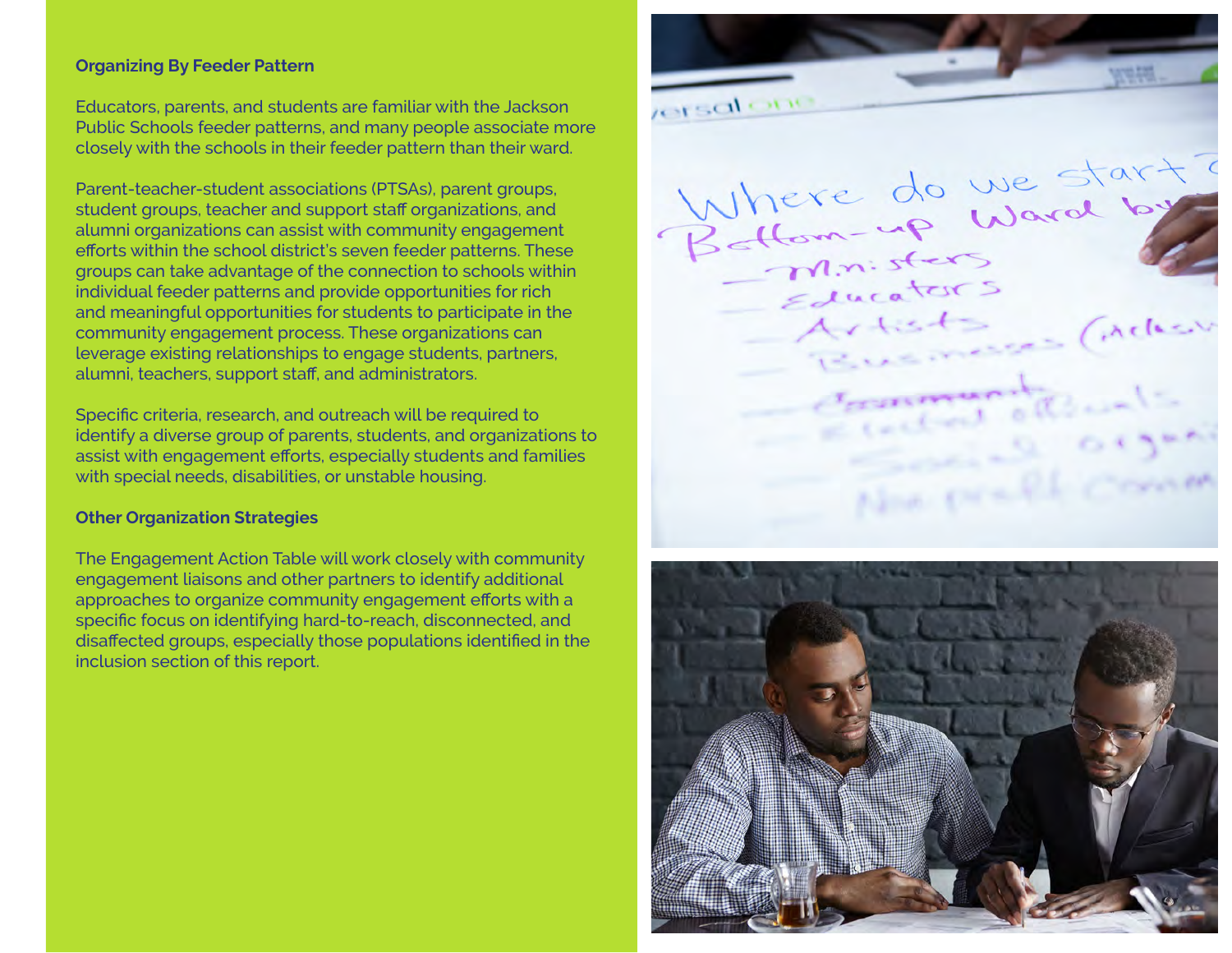### Organizing By Feeder Pattern

Educators, parents, and students are familiar with the Jackson Public Schools feeder patterns, and many people associate more closely with the schools in their feeder pattern than their ward.

Parent-teacher-student associations (PTSAs), parent groups, student groups, teacher and support staff organizations, and alumni organizations can assist with community engagement efforts within the school district's seven feeder patterns. These groups can take advantage of the connection to schools within individual feeder patterns and provide opportunities for rich and meaningful opportunities for students to participate in the community engagement process. These organizations can leverage existing relationships to engage students, partners, alumni, teachers, support staff, and administrators.

Specific criteria, research, and outreach will be required to identify a diverse group of parents, students, and organizations to assist with engagement efforts, especially students and families with special needs, disabilities, or unstable housing.

### Other Organization Strategies

The Engagement Action Table will work closely with community engagement liaisons and other partners to identify additional approaches to organize community engagement efforts with a specific focus on identifying hard-to-reach, disconnected, and disaffected groups, especially those populations identified in the inclusion section of this report.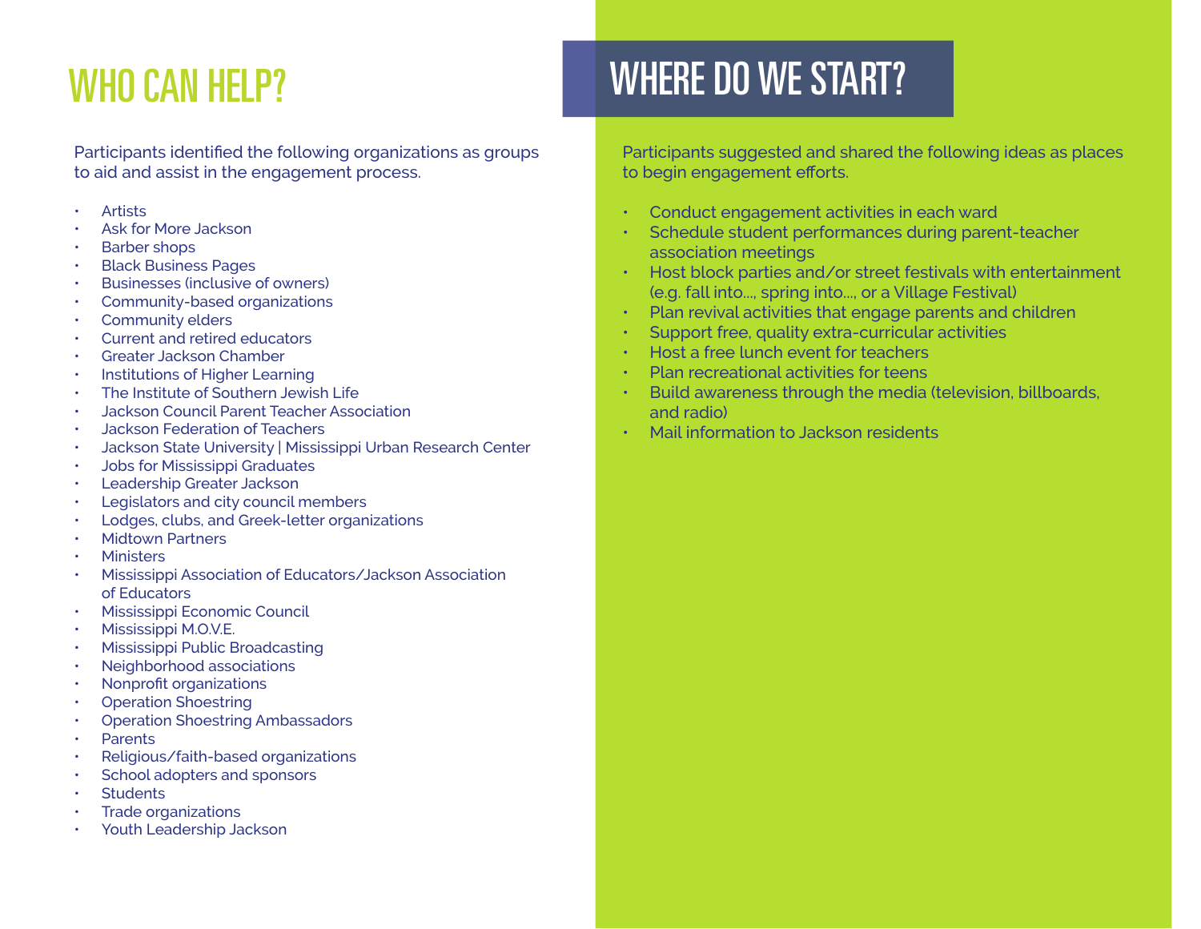## WHO CAN HELP?

Participants identified the following organizations as groups to aid and assist in the engagement process.

- Artists
- Ask for More Jackson
- Barber shops
- Black Business Pages
- Businesses (inclusive of owners)
- Community-based organizations
- Community elders
- Current and retired educators
- Greater Jackson Chamber
- Institutions of Higher Learning
- The Institute of Southern Jewish Life
- Jackson Council Parent Teacher Association
- Jackson Federation of Teachers
- Jackson State University | Mississippi Urban Research Center
- Jobs for Mississippi Graduates
- Leadership Greater Jackson
- Legislators and city council members
- Lodges, clubs, and Greek-letter organizations
- Midtown Partners
- Ministers
- Mississippi Association of Educators/Jackson Association of Educators
- Mississippi Economic Council
- Mississippi M.O.V.E.
- Mississippi Public Broadcasting
- Neighborhood associations
- Nonprofit organizations
- Operation Shoestring
- Operation Shoestring Ambassadors
- Parents
- Religious/faith-based organizations
- School adopters and sponsors
- Students
- Trade organizations
- Youth Leadership Jackson

## WHERE DO WE START?

Participants suggested and shared the following ideas as places to begin engagement efforts.

- Conduct engagement activities in each ward
- Schedule student performances during parent-teacher association meetings
- Host block parties and/or street festivals with entertainment (e.g. fall into…, spring into…, or a Village Festival)
- Plan revival activities that engage parents and children
- Support free, quality extra-curricular activities
- Host a free lunch event for teachers
- Plan recreational activities for teens
- Build awareness through the media (television, billboards, and radio)
- Mail information to Jackson residents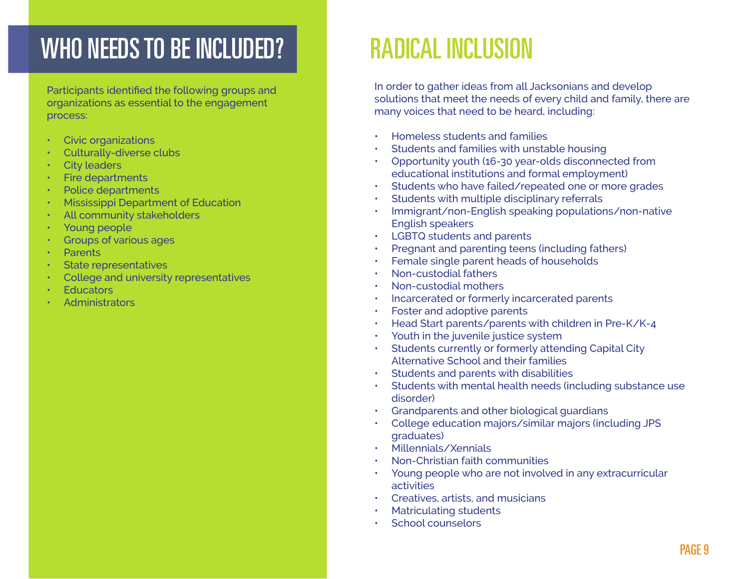# WHO NEEDS TO BE INCLUDED?

Participants identified the following groups and organizations as essential to the engagement process:

- Civic organizations
- Culturally-diverse clubs
- City leaders
- Fire departments
- Police departments
- Mississippi Department of Education
- All community stakeholders
- Young people
- Groups of various ages
- Parents
- State representatives
- College and university representatives
- Educators
- Administrators

# RADICAL INCLUSION

In order to gather ideas from all Jacksonians and develop solutions that meet the needs of every child and family, there are many voices that need to be heard, including:

- Homeless students and families
- Students and families with unstable housing
- Opportunity youth (16-30 year-olds disconnected from educational institutions and formal employment)
- Students who have failed/repeated one or more grades
- Students with multiple disciplinary referrals
- Immigrant/non-English speaking populations/non-native English speakers
- LGBTQ students and parents
- Pregnant and parenting teens (including fathers)
- Female single parent heads of households
- Non-custodial fathers
- Non-custodial mothers
- Incarcerated or formerly incarcerated parents
- Foster and adoptive parents
- Head Start parents/parents with children in Pre-K/K-4
- Youth in the juvenile justice system
- Students currently or formerly attending Capital City Alternative School and their families
- Students and parents with disabilities
- Students with mental health needs (including substance use disorder)
- Grandparents and other biological guardians
- College education majors/similar majors (including JPS graduates)
- Millennials/Xennials
- Non-Christian faith communities
- Young people who are not involved in any extracurricular activities
- Creatives, artists, and musicians
- Matriculating students
- School counselors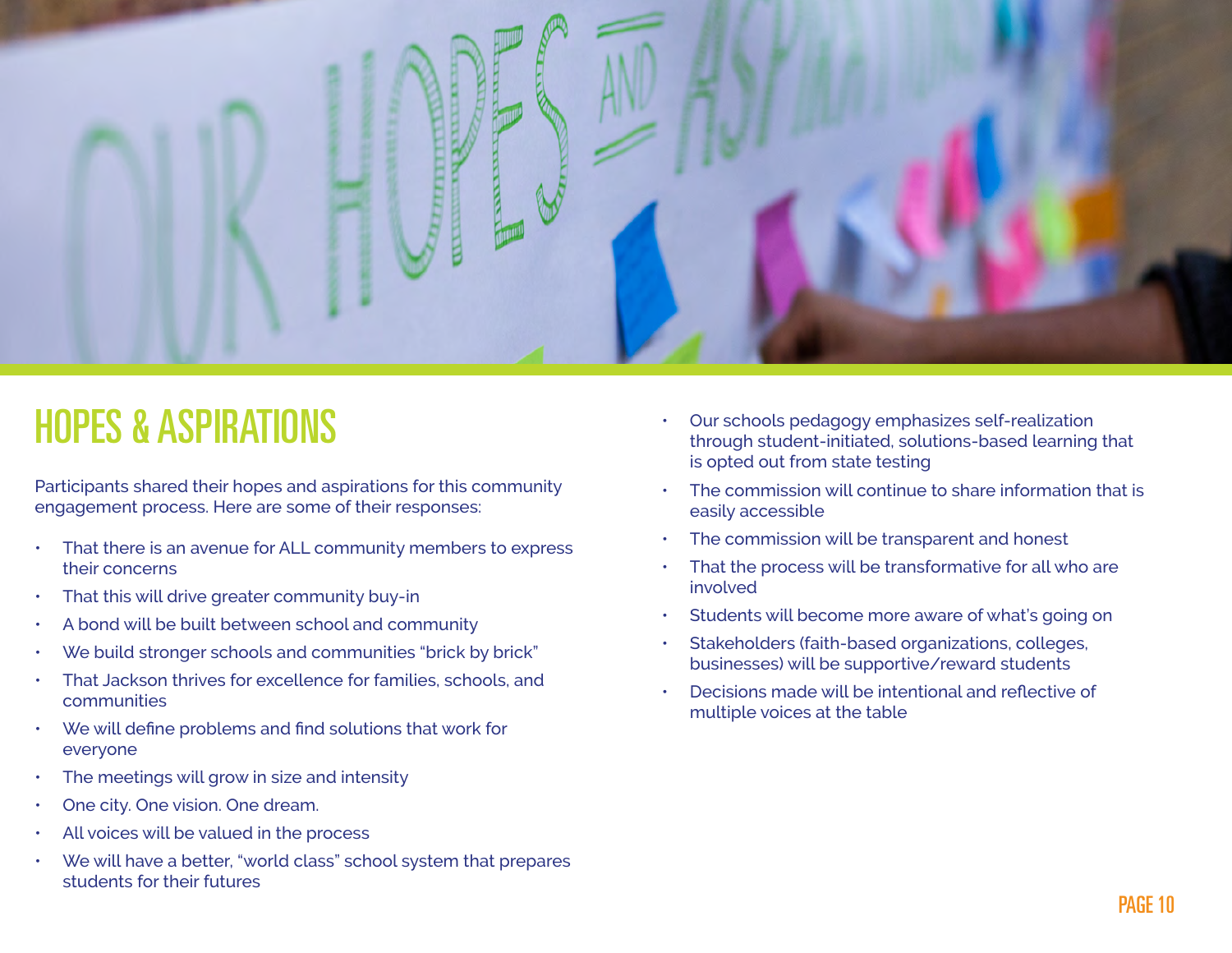# HOPES & ASPIRATIONS

Participants shared their hopes and aspirations for this community engagement process. Here are some of their responses:

- That there is an avenue for ALL community members to express their concerns
- That this will drive greater community buy-in
- A bond will be built between school and community
- We build stronger schools and communities "brick by brick"
- That Jackson thrives for excellence for families, schools, and communities
- We will define problems and find solutions that work for everyone
- The meetings will grow in size and intensity
- One city. One vision. One dream.
- All voices will be valued in the process
- We will have a better, "world class" school system that prepares students for their futures
- Our schools pedagogy emphasizes self-realization through student-initiated, solutions-based learning that is opted out from state testing
- The commission will continue to share information that is easily accessible
- The commission will be transparent and honest
- That the process will be transformative for all who are involved
- Students will become more aware of what's going on
- Stakeholders (faith-based organizations, colleges, businesses) will be supportive/reward students
- Decisions made will be intentional and reflective of multiple voices at the table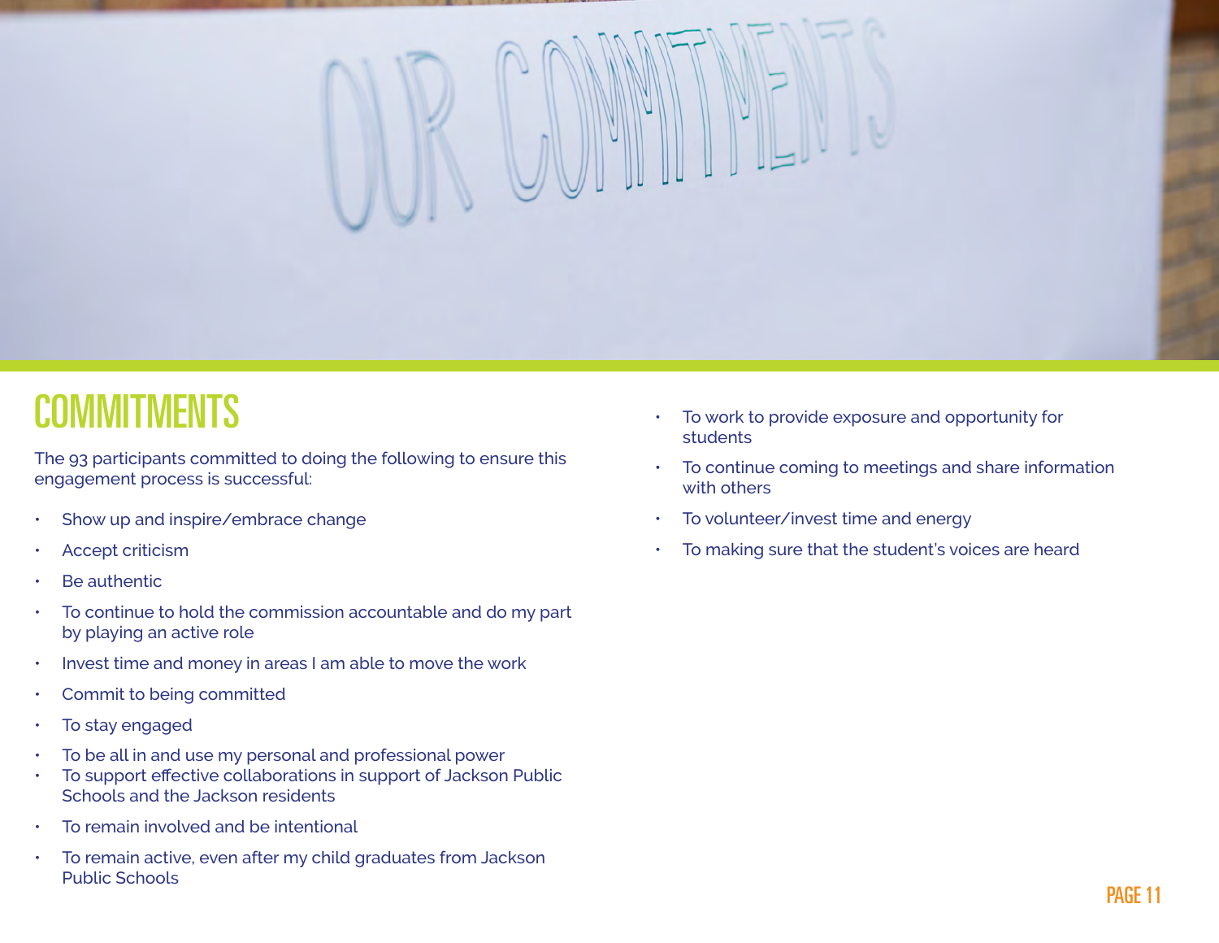# COMMITMENTS

The 93 participants committed to doing the following to ensure this engagement process is successful:

- Show up and inspire/embrace change
- Accept criticism
- Be authentic
- To continue to hold the commission accountable and do my part by playing an active role
- Invest time and money in areas I am able to move the work
- Commit to being committed
- To stay engaged
- To be all in and use my personal and professional power
- To support effective collaborations in support of Jackson Public Schools and the Jackson residents
- To remain involved and be intentional
- To remain active, even after my child graduates from Jackson Public Schools
- To work to provide exposure and opportunity for students
- To continue coming to meetings and share information with others
- To volunteer/invest time and energy
- To making sure that the student's voices are heard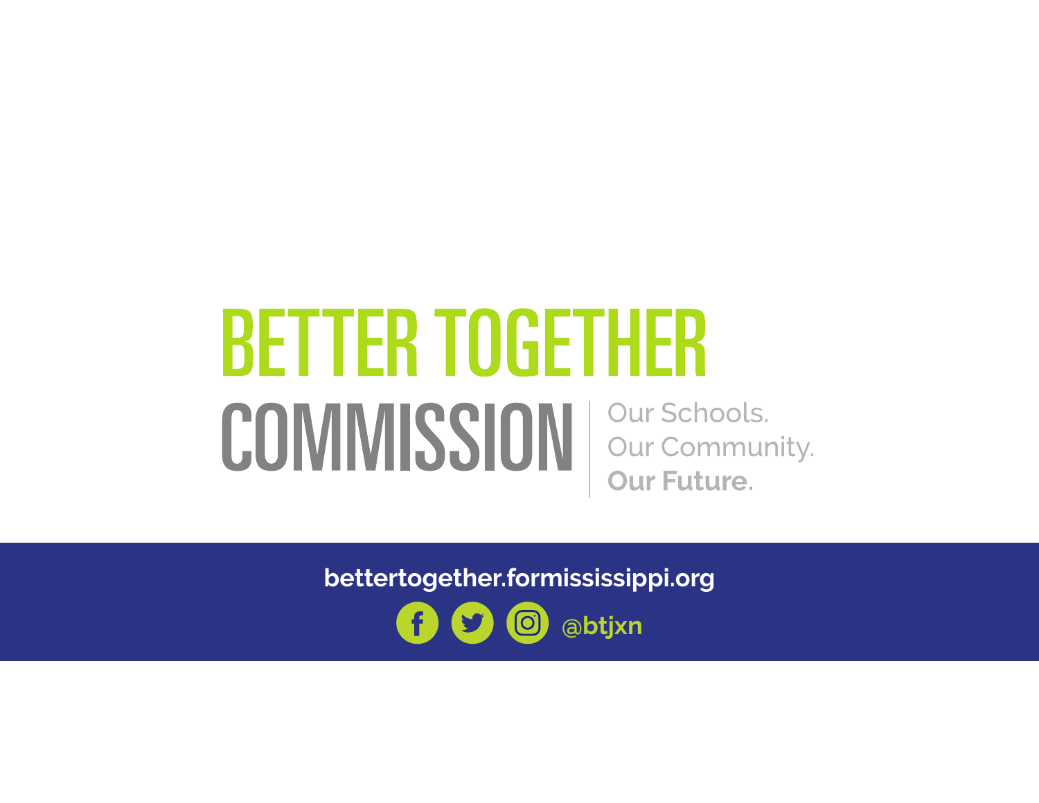# BETTER TOGETHER COMMISSION

Our Schools.
Our Community.
**Our Future.**

**bettertogether.formississippi.org**

**@btjxn**